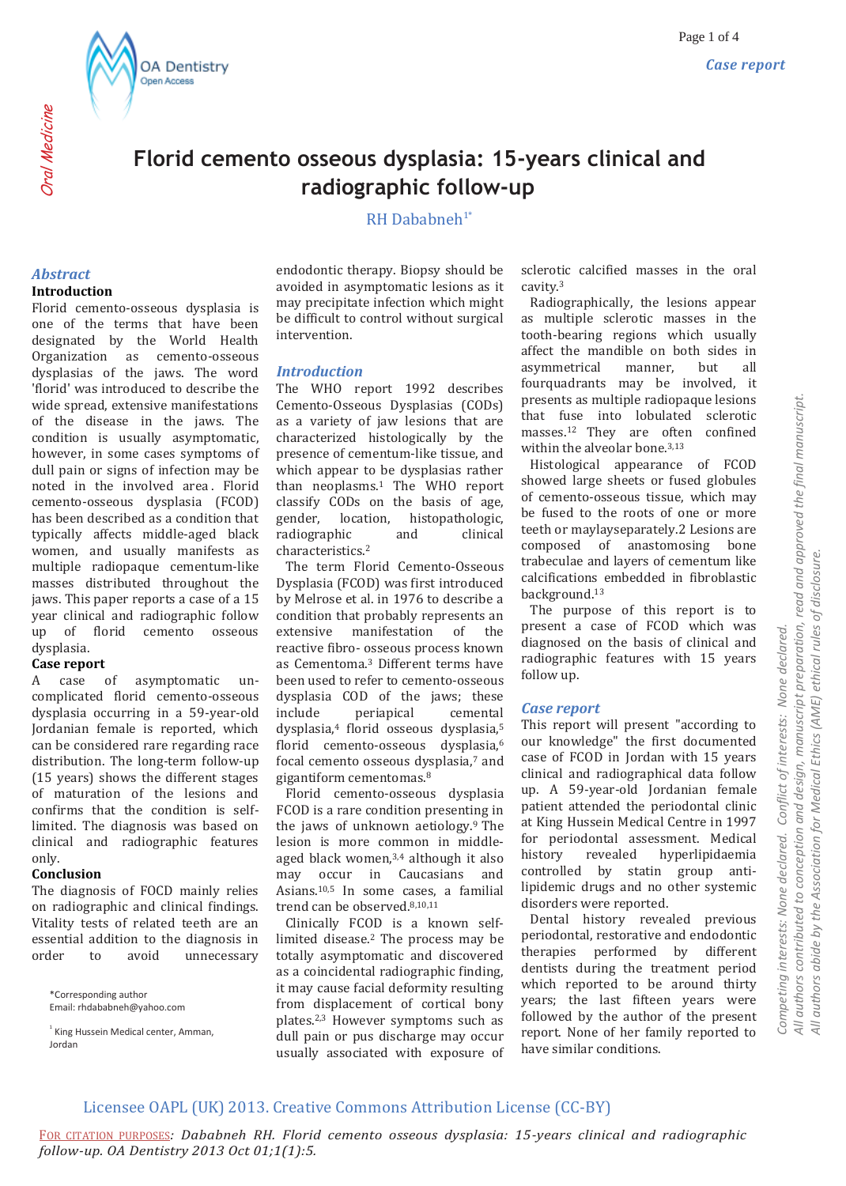# Florid cemento osseous dysplasia: 15-years clinical and radiographic follow-up

RH Dababneh[1*]

## Abstract

**Introduction**

Florid cemento-osseous dysplasia is one of the terms that have been designated by the World Health Organization as cemento-osseous dysplasias of the jaws. The word 'florid' was introduced to describe the wide spread, extensive manifestations of the disease in the jaws. The condition is usually asymptomatic, however, in some cases symptoms of dull pain or signs of infection may be noted in the involved area. Florid cemento-osseous dysplasia (FCOD) has been described as a condition that typically affects middle-aged black women, and usually manifests as multiple radiopaque cementum-like masses distributed throughout the jaws. This paper reports a case of a 15 year clinical and radiographic follow up of florid cemento osseous dysplasia.

**Case report**

A case of asymptomatic un-complicated florid cemento-osseous dysplasia occurring in a 59-year-old Jordanian female is reported, which can be considered rare regarding race distribution. The long-term follow-up (15 years) shows the different stages of maturation of the lesions and confirms that the condition is self-limited. The diagnosis was based on clinical and radiographic features only.

**Conclusion**

The diagnosis of FOCD mainly relies on radiographic and clinical findings. Vitality tests of related teeth are an essential addition to the diagnosis in order to avoid unnecessary endodontic therapy. Biopsy should be avoided in asymptomatic lesions as it may precipitate infection which might be difficult to control without surgical intervention.

## Introduction

The WHO report 1992 describes Cemento-Osseous Dysplasias (CODs) as a variety of jaw lesions that are characterized histologically by the presence of cementum-like tissue, and which appear to be dysplasias rather than neoplasms.[1] The WHO report classify CODs on the basis of age, gender, location, histopathologic, radiographic and clinical characteristics.[2]

The term Florid Cemento-Osseous Dysplasia (FCOD) was first introduced by Melrose et al. in 1976 to describe a condition that probably represents an extensive manifestation of the reactive fibro- osseous process known as Cementoma.[3] Different terms have been used to refer to cemento-osseous dysplasia COD of the jaws; these include periapical cemental dysplasia,[4] florid osseous dysplasia,[5] florid cemento-osseous dysplasia,[6] focal cemento osseous dysplasia,[7] and gigantiform cementomas.[8]

Florid cemento-osseous dysplasia FCOD is a rare condition presenting in the jaws of unknown aetiology.[9] The lesion is more common in middle-aged black women,[3,4] although it also may occur in Caucasians and Asians.[10,5] In some cases, a familial trend can be observed.[8,10,11]

Clinically FCOD is a known self-limited disease.[2] The process may be totally asymptomatic and discovered as a coincidental radiographic finding, it may cause facial deformity resulting from displacement of cortical bony plates.[2,3] However symptoms such as dull pain or pus discharge may occur usually associated with exposure of sclerotic calcified masses in the oral cavity.[3]

Radiographically, the lesions appear as multiple sclerotic masses in the tooth-bearing regions which usually affect the mandible on both sides in asymmetrical manner, but all fourquadrants may be involved, it presents as multiple radiopaque lesions that fuse into lobulated sclerotic masses.[12] They are often confined within the alveolar bone.[3,13]

Histological appearance of FCOD showed large sheets or fused globules of cemento-osseous tissue, which may be fused to the roots of one or more teeth or maylayseparately.2 Lesions are composed of anastomosing bone trabeculae and layers of cementum like calcifications embedded in fibroblastic background.[13]

The purpose of this report is to present a case of FCOD which was diagnosed on the basis of clinical and radiographic features with 15 years follow up.

## Case report

This report will present "according to our knowledge" the first documented case of FCOD in Jordan with 15 years clinical and radiographical data follow up. A 59-year-old Jordanian female patient attended the periodontal clinic at King Hussein Medical Centre in 1997 for periodontal assessment. Medical history revealed hyperlipidaemia controlled by statin group anti-lipidemic drugs and no other systemic disorders were reported.

Dental history revealed previous periodontal, restorative and endodontic therapies performed by different dentists during the treatment period which reported to be around thirty years; the last fifteen years were followed by the author of the present report. None of her family reported to have similar conditions.

*Corresponding author
Email: rhdababneh@yahoo.com

[1] King Hussein Medical center, Amman, Jordan

Competing interests: None declared. Conflict of interests: None declared.
All authors contributed to conception and design, manuscript preparation, read and approved the final manuscript.
All authors abide by the Association for Medical Ethics (AME) ethical rules of disclosure.

Licensee OAPL (UK) 2013. Creative Commons Attribution License (CC-BY)

FOR CITATION PURPOSES: Dababneh RH. Florid cemento osseous dysplasia: 15-years clinical and radiographic follow-up. OA Dentistry 2013 Oct 01;1(1):5.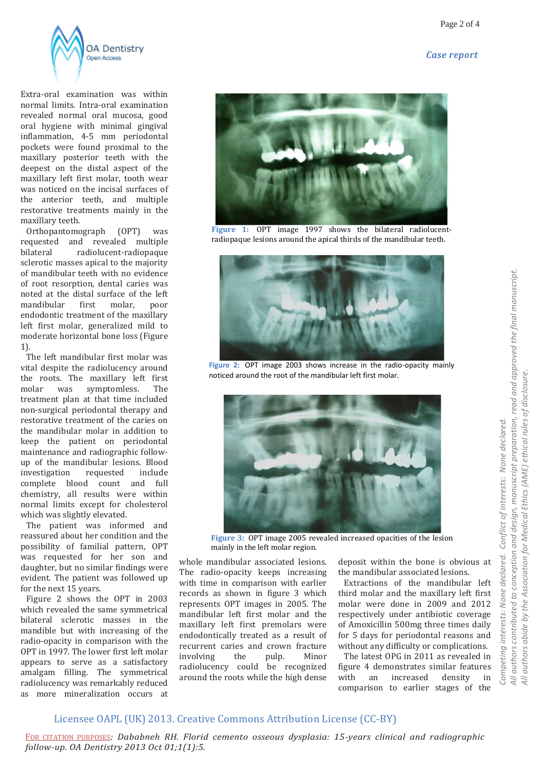Extra-oral examination was within normal limits. Intra-oral examination revealed normal oral mucosa, good oral hygiene with minimal gingival inflammation, 4-5 mm periodontal pockets were found proximal to the maxillary posterior teeth with the deepest on the distal aspect of the maxillary left first molar, tooth wear was noticed on the incisal surfaces of the anterior teeth, and multiple restorative treatments mainly in the maxillary teeth.

Orthopantomograph (OPT) was requested and revealed multiple bilateral radiolucent-radiopaque sclerotic masses apical to the majority of mandibular teeth with no evidence of root resorption, dental caries was noted at the distal surface of the left mandibular first molar, poor endodontic treatment of the maxillary left first molar, generalized mild to moderate horizontal bone loss (Figure 1).

The left mandibular first molar was vital despite the radiolucency around the roots. The maxillary left first molar was symptomless. The treatment plan at that time included non-surgical periodontal therapy and restorative treatment of the caries on the mandibular molar in addition to keep the patient on periodontal maintenance and radiographic follow-up of the mandibular lesions. Blood investigation requested include complete blood count and full chemistry, all results were within normal limits except for cholesterol which was slightly elevated.

The patient was informed and reassured about her condition and the possibility of familial pattern, OPT was requested for her son and daughter, but no similar findings were evident. The patient was followed up for the next 15 years.

Figure 2 shows the OPT in 2003 which revealed the same symmetrical bilateral sclerotic masses in the mandible but with increasing of the radio-opacity in comparison with the OPT in 1997. The lower first left molar appears to serve as a satisfactory amalgam filling. The symmetrical radiolucency was remarkably reduced as more mineralization occurs at whole mandibular associated lesions. The radio-opacity keeps increasing with time in comparison with earlier records as shown in figure 3 which represents OPT images in 2005. The mandibular left first molar and the maxillary left first premolars were endodontically treated as a result of recurrent caries and crown fracture involving the pulp. Minor radiolucency could be recognized around the roots while the high dense deposit within the bone is obvious at the mandibular associated lesions.

Extractions of the mandibular left third molar and the maxillary left first molar were done in 2009 and 2012 respectively under antibiotic coverage of Amoxicillin 500mg three times daily for 5 days for periodontal reasons and without any difficulty or complications.

The latest OPG in 2011 as revealed in figure 4 demonstrates similar features with an increased density in comparison to earlier stages of the

**Figure 1:** OPT image 1997 shows the bilateral radiolucent-radiopaque lesions around the apical thirds of the mandibular teeth.

**Figure 2:** OPT image 2003 shows increase in the radio-opacity mainly noticed around the root of the mandibular left first molar.

**Figure 3:** OPT image 2005 revealed increased opacities of the lesion mainly in the left molar region.

*Competing interests: None declared. Conflict of interests: None declared.*
*All authors contributed to conception and design, manuscript preparation, read and approved the final manuscript.*
*All authors abide by the Association for Medical Ethics (AME) ethical rules of disclosure.*

Licensee OAPL (UK) 2013. Creative Commons Attribution License (CC-BY)

For citation purposes: *Dababneh RH. Florid cemento osseous dysplasia: 15-years clinical and radiographic follow-up. OA Dentistry 2013 Oct 01;1(1):5.*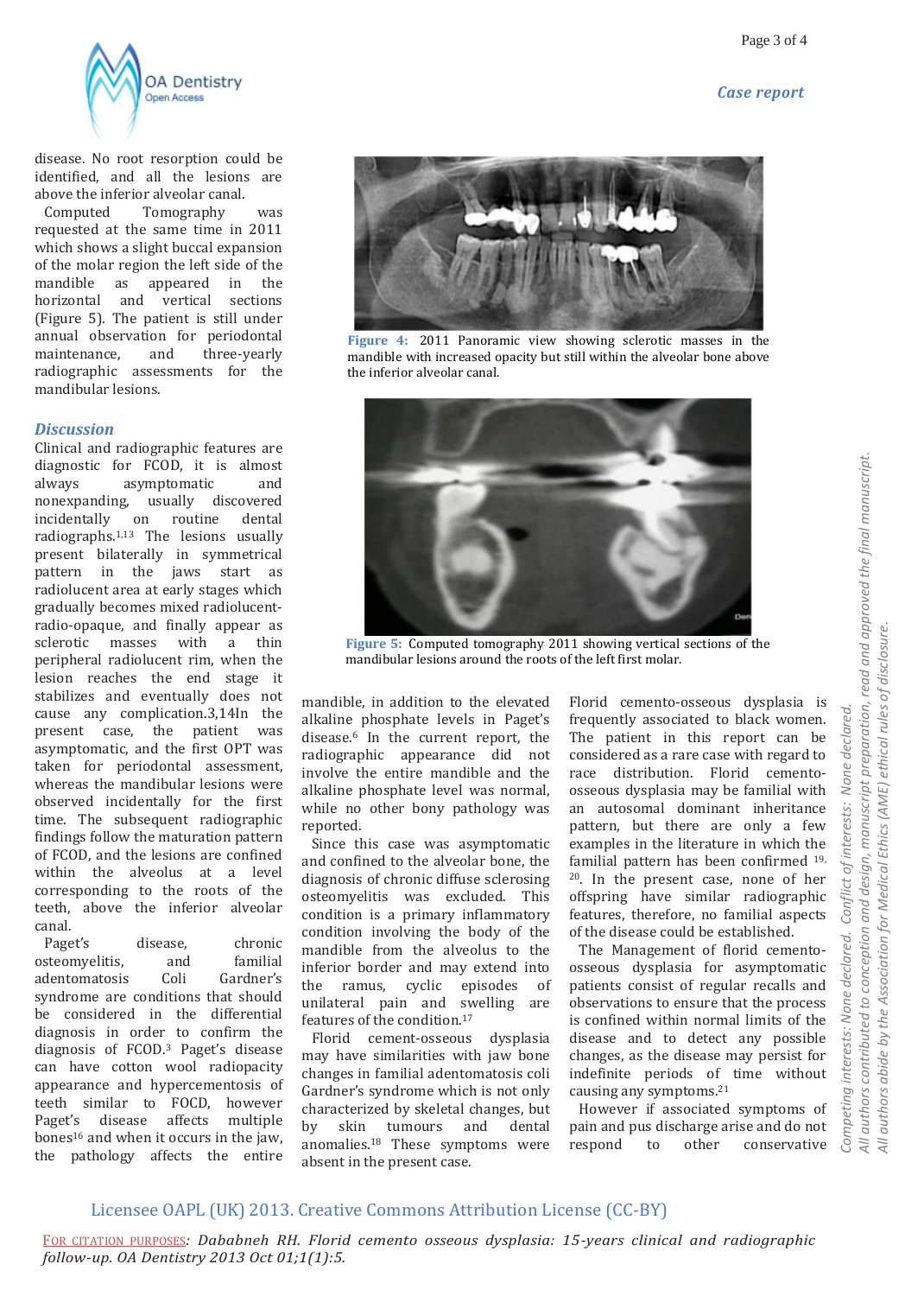disease. No root resorption could be identified, and all the lesions are above the inferior alveolar canal.

Computed Tomography was requested at the same time in 2011 which shows a slight buccal expansion of the molar region the left side of the mandible as appeared in the horizontal and vertical sections (Figure 5). The patient is still under annual observation for periodontal maintenance, and three-yearly radiographic assessments for the mandibular lesions.

**Figure 4:** 2011 Panoramic view showing sclerotic masses in the mandible with increased opacity but still within the alveolar bone above the inferior alveolar canal.

**Figure 5:** Computed tomography 2011 showing vertical sections of the mandibular lesions around the roots of the left first molar.

## Discussion

Clinical and radiographic features are diagnostic for FCOD, it is almost always asymptomatic and nonexpanding, usually discovered incidentally on routine dental radiographs.[1,13] The lesions usually present bilaterally in symmetrical pattern in the jaws start as radiolucent area at early stages which gradually becomes mixed radiolucent-radio-opaque, and finally appear as sclerotic masses with a thin peripheral radiolucent rim, when the lesion reaches the end stage it stabilizes and eventually does not cause any complication.3,14In the present case, the patient was asymptomatic, and the first OPT was taken for periodontal assessment, whereas the mandibular lesions were observed incidentally for the first time. The subsequent radiographic findings follow the maturation pattern of FCOD, and the lesions are confined within the alveolus at a level corresponding to the roots of the teeth, above the inferior alveolar canal.

Paget's disease, chronic osteomyelitis, and familial adentomatosis Coli Gardner's syndrome are conditions that should be considered in the differential diagnosis in order to confirm the diagnosis of FCOD.[3] Paget's disease can have cotton wool radiopacity appearance and hypercementosis of teeth similar to FOCD, however Paget's disease affects multiple bones[16] and when it occurs in the jaw, the pathology affects the entire mandible, in addition to the elevated alkaline phosphate levels in Paget's disease.[6] In the current report, the radiographic appearance did not involve the entire mandible and the alkaline phosphate level was normal, while no other bony pathology was reported.

Since this case was asymptomatic and confined to the alveolar bone, the diagnosis of chronic diffuse sclerosing osteomyelitis was excluded. This condition is a primary inflammatory condition involving the body of the mandible from the alveolus to the inferior border and may extend into the ramus, cyclic episodes of unilateral pain and swelling are features of the condition.[17]

Florid cement-osseous dysplasia may have similarities with jaw bone changes in familial adentomatosis coli Gardner's syndrome which is not only characterized by skeletal changes, but by skin tumours and dental anomalies.[18] These symptoms were absent in the present case.

Florid cemento-osseous dysplasia is frequently associated to black women. The patient in this report can be considered as a rare case with regard to race distribution. Florid cemento-osseous dysplasia may be familial with an autosomal dominant inheritance pattern, but there are only a few examples in the literature in which the familial pattern has been confirmed [19, 20]. In the present case, none of her offspring have similar radiographic features, therefore, no familial aspects of the disease could be established.

The Management of florid cemento-osseous dysplasia for asymptomatic patients consist of regular recalls and observations to ensure that the process is confined within normal limits of the disease and to detect any possible changes, as the disease may persist for indefinite periods of time without causing any symptoms.[21]

However if associated symptoms of pain and pus discharge arise and do not respond to other conservative

*Competing interests: None declared. Conflict of interests: None declared.*
*All authors contributed to conception and design, manuscript preparation, read and approved the final manuscript.*
*All authors abide by the Association for Medical Ethics (AME) ethical rules of disclosure.*

Licensee OAPL (UK) 2013. Creative Commons Attribution License (CC-BY)

FOR CITATION PURPOSES: *Dababneh RH. Florid cemento osseous dysplasia: 15-years clinical and radiographic follow-up. OA Dentistry 2013 Oct 01;1(1):5.*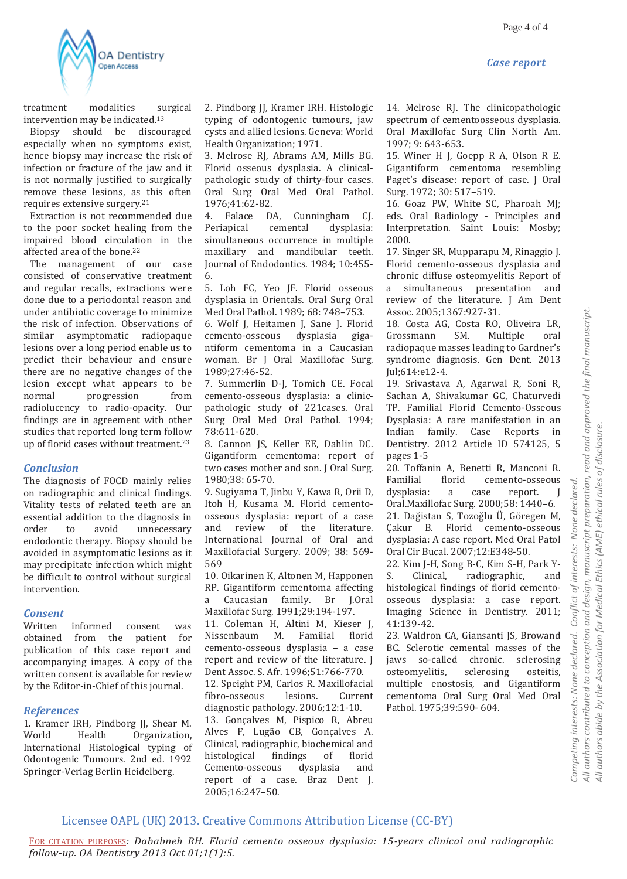treatment modalities surgical intervention may be indicated.[13]

Biopsy should be discouraged especially when no symptoms exist, hence biopsy may increase the risk of infection or fracture of the jaw and it is not normally justified to surgically remove these lesions, as this often requires extensive surgery.[21]

Extraction is not recommended due to the poor socket healing from the impaired blood circulation in the affected area of the bone.[22]

The management of our case consisted of conservative treatment and regular recalls, extractions were done due to a periodontal reason and under antibiotic coverage to minimize the risk of infection. Observations of similar asymptomatic radiopaque lesions over a long period enable us to predict their behaviour and ensure there are no negative changes of the lesion except what appears to be normal progression from radiolucency to radio-opacity. Our findings are in agreement with other studies that reported long term follow up of florid cases without treatment.[23]

## Conclusion

The diagnosis of FOCD mainly relies on radiographic and clinical findings. Vitality tests of related teeth are an essential addition to the diagnosis in order to avoid unnecessary endodontic therapy. Biopsy should be avoided in asymptomatic lesions as it may precipitate infection which might be difficult to control without surgical intervention.

## Consent

Written informed consent was obtained from the patient for publication of this case report and accompanying images. A copy of the written consent is available for review by the Editor-in-Chief of this journal.

## References

1. Kramer IRH, Pindborg JJ, Shear M. World Health Organization, International Histological typing of Odontogenic Tumours. 2nd ed. 1992 Springer-Verlag Berlin Heidelberg.
2. Pindborg JJ, Kramer IRH. Histologic typing of odontogenic tumours, jaw cysts and allied lesions. Geneva: World Health Organization; 1971.
3. Melrose RJ, Abrams AM, Mills BG. Florid osseous dysplasia. A clinical-pathologic study of thirty-four cases. Oral Surg Oral Med Oral Pathol. 1976;41:62-82.
4. Falace DA, Cunningham CJ. Periapical cemental dysplasia: simultaneous occurrence in multiple maxillary and mandibular teeth. Journal of Endodontics. 1984; 10:455-6.
5. Loh FC, Yeo JF. Florid osseous dysplasia in Orientals. Oral Surg Oral Med Oral Pathol. 1989; 68: 748–753.
6. Wolf J, Heitamen J, Sane J. Florid cemento-osseous dysplasia giga-ntiform cementoma in a Caucasian woman. Br J Oral Maxillofac Surg. 1989;27:46-52.
7. Summerlin D-J, Tomich CE. Focal cemento-osseous dysplasia: a clinic-pathologic study of 221cases. Oral Surg Oral Med Oral Pathol. 1994; 78:611-620.
8. Cannon JS, Keller EE, Dahlin DC. Gigantiform cementoma: report of two cases mother and son. J Oral Surg. 1980;38: 65-70.
9. Sugiyama T, Jinbu Y, Kawa R, Orii D, Itoh H, Kusama M. Florid cemento-osseous dysplasia: report of a case and review of the literature. International Journal of Oral and Maxillofacial Surgery. 2009; 38: 569-569
10. Oikarinen K, Altonen M, Happonen RP. Gigantiform cementoma affecting a Caucasian family. Br J.Oral Maxillofac Surg. 1991;29:194-197.
11. Coleman H, Altini M, Kieser J, Nissenbaum M. Familial florid cemento-osseous dysplasia – a case report and review of the literature. J Dent Assoc. S. Afr. 1996;51:766-770.
12. Speight PM, Carlos R. Maxillofacial fibro-osseous lesions. Current diagnostic pathology. 2006;12:1-10.
13. Gonçalves M, Pispico R, Abreu Alves F, Lugão CB, Gonçalves A. Clinical, radiographic, biochemical and histological findings of florid Cemento-osseous dysplasia and report of a case. Braz Dent J. 2005;16:247–50.
14. Melrose RJ. The clinicopathologic spectrum of cementoosseous dysplasia. Oral Maxillofac Surg Clin North Am. 1997; 9: 643-653.
15. Winer H J, Goepp R A, Olson R E. Gigantiform cementoma resembling Paget's disease: report of case. J Oral Surg. 1972; 30: 517–519.
16. Goaz PW, White SC, Pharoah MJ; eds. Oral Radiology - Principles and Interpretation. Saint Louis: Mosby; 2000.
17. Singer SR, Mupparapu M, Rinaggio J. Florid cemento-osseous dysplasia and chronic diffuse osteomyelitis Report of a simultaneous presentation and review of the literature. J Am Dent Assoc. 2005;1367:927-31.
18. Costa AG, Costa RO, Oliveira LR, Grossmann SM. Multiple oral radiopaque masses leading to Gardner's syndrome diagnosis. Gen Dent. 2013 Jul;614:e12-4.
19. Srivastava A, Agarwal R, Soni R, Sachan A, Shivakumar GC, Chaturvedi TP. Familial Florid Cemento-Osseous Dysplasia: A rare manifestation in an Indian family. Case Reports in Dentistry. 2012 Article ID 574125, 5 pages 1-5
20. Toffanin A, Benetti R, Manconi R. Familial florid cemento-osseous dysplasia: a case report. J Oral.Maxillofac Surg. 2000;58: 1440–6.
21. Dağistan S, Tozoğlu Ü, Göregen M, Çakur B. Florid cemento-osseous dysplasia: A case report. Med Oral Patol Oral Cir Bucal. 2007;12:E348-50.
22. Kim J-H, Song B-C, Kim S-H, Park Y-S. Clinical, radiographic, and histological findings of florid cemento-osseous dysplasia: a case report. Imaging Science in Dentistry. 2011; 41:139-42.
23. Waldron CA, Giansanti JS, Browand BC. Sclerotic cemental masses of the jaws so-called chronic. sclerosing osteomyelitis, sclerosing osteitis, multiple enostosis, and Gigantiform cementoma Oral Surg Oral Med Oral Pathol. 1975;39:590- 604.

Competing interests: None declared. Conflict of interests: None declared.
All authors contributed to conception and design, manuscript preparation, read and approved the final manuscript.
All authors abide by the Association for Medical Ethics (AME) ethical rules of disclosure.

Licensee OAPL (UK) 2013. Creative Commons Attribution License (CC-BY)

FOR CITATION PURPOSES: *Dababneh RH. Florid cemento osseous dysplasia: 15-years clinical and radiographic follow-up. OA Dentistry 2013 Oct 01;1(1):5.*